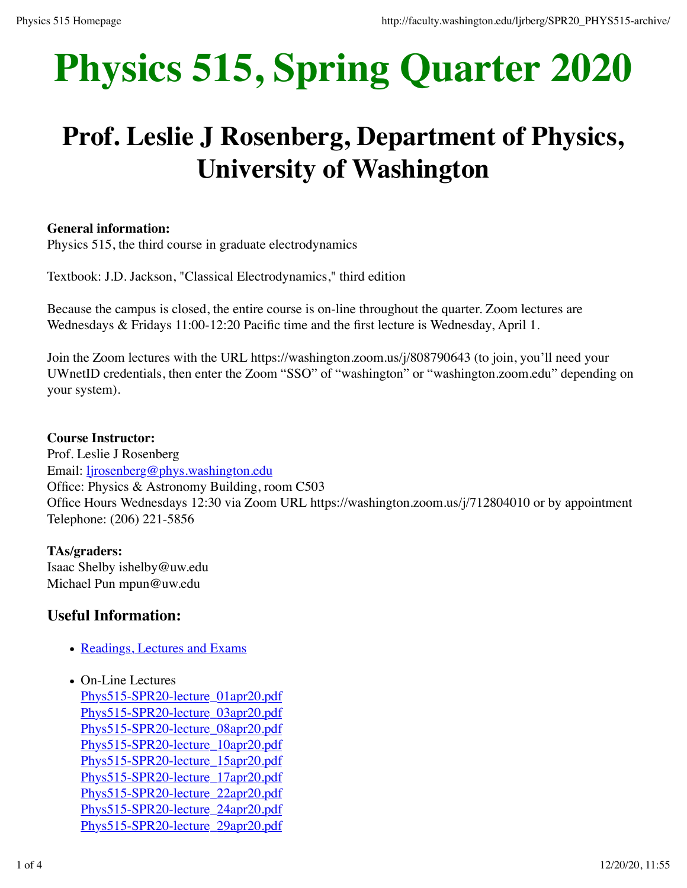# Physics 515, Spring Quarter 2020

## Prof. Leslie J Rosenberg, Department of Physics, University of Washington

**General information:**
Physics 515, the third course in graduate electrodynamics

Textbook: J.D. Jackson, "Classical Electrodynamics," third edition

Because the campus is closed, the entire course is on-line throughout the quarter. Zoom lectures are Wednesdays & Fridays 11:00-12:20 Pacific time and the first lecture is Wednesday, April 1.

Join the Zoom lectures with the URL https://washington.zoom.us/j/808790643 (to join, you'll need your UWnetID credentials, then enter the Zoom "SSO" of "washington" or "washington.zoom.edu" depending on your system).

**Course Instructor:**
Prof. Leslie J Rosenberg
Email: ljrosenberg@phys.washington.edu
Office: Physics & Astronomy Building, room C503
Office Hours Wednesdays 12:30 via Zoom URL https://washington.zoom.us/j/712804010 or by appointment
Telephone: (206) 221-5856

**TAs/graders:**
Isaac Shelby ishelby@uw.edu
Michael Pun mpun@uw.edu

### Useful Information:

- Readings, Lectures and Exams
- On-Line Lectures
  Phys515-SPR20-lecture_01apr20.pdf
  Phys515-SPR20-lecture_03apr20.pdf
  Phys515-SPR20-lecture_08apr20.pdf
  Phys515-SPR20-lecture_10apr20.pdf
  Phys515-SPR20-lecture_15apr20.pdf
  Phys515-SPR20-lecture_17apr20.pdf
  Phys515-SPR20-lecture_22apr20.pdf
  Phys515-SPR20-lecture_24apr20.pdf
  Phys515-SPR20-lecture_29apr20.pdf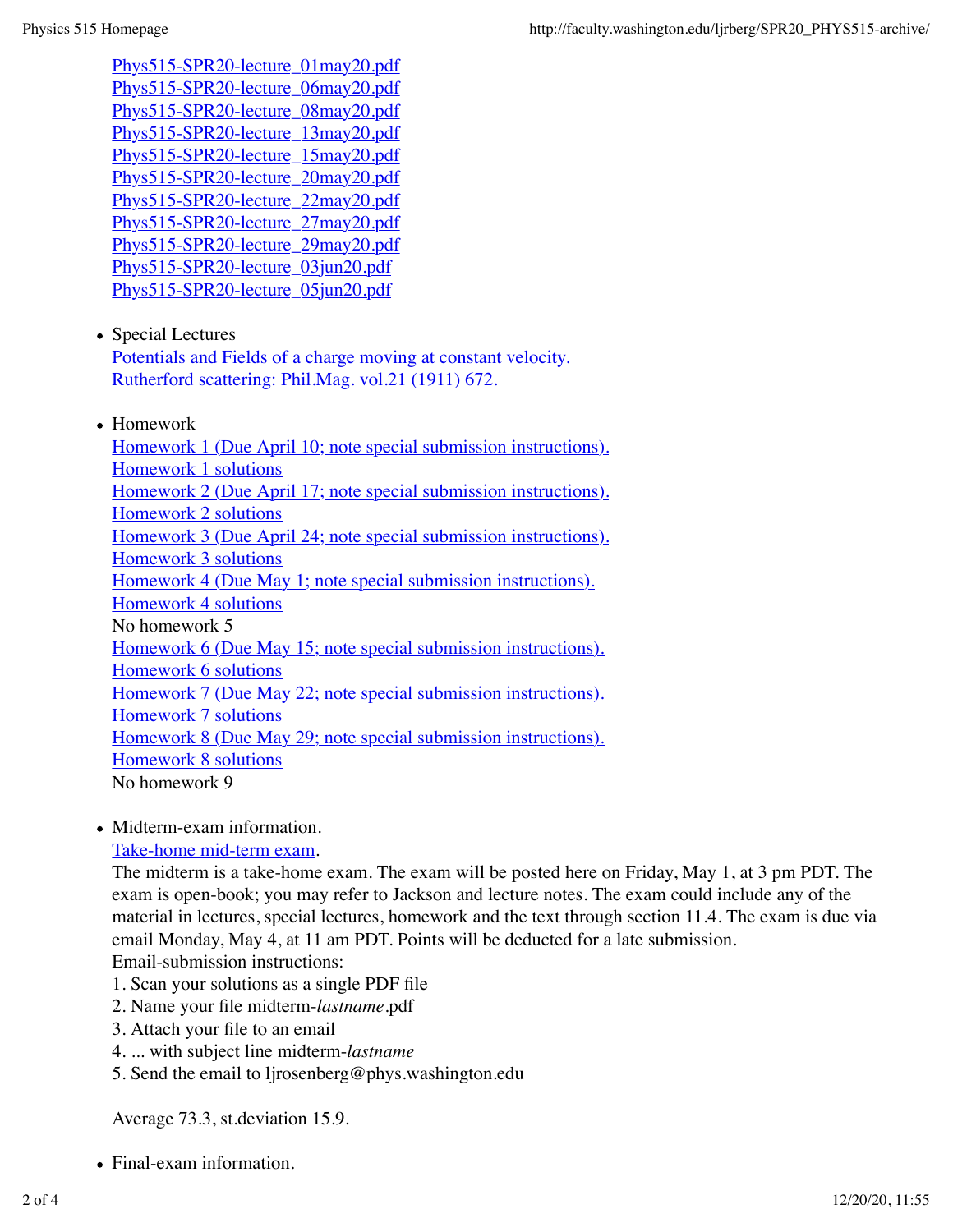Phys515-SPR20-lecture_01may20.pdf
Phys515-SPR20-lecture_06may20.pdf
Phys515-SPR20-lecture_08may20.pdf
Phys515-SPR20-lecture_13may20.pdf
Phys515-SPR20-lecture_15may20.pdf
Phys515-SPR20-lecture_20may20.pdf
Phys515-SPR20-lecture_22may20.pdf
Phys515-SPR20-lecture_27may20.pdf
Phys515-SPR20-lecture_29may20.pdf
Phys515-SPR20-lecture_03jun20.pdf
Phys515-SPR20-lecture_05jun20.pdf

- Special Lectures
  Potentials and Fields of a charge moving at constant velocity.
  Rutherford scattering: Phil.Mag. vol.21 (1911) 672.

- Homework
  Homework 1 (Due April 10; note special submission instructions).
  Homework 1 solutions
  Homework 2 (Due April 17; note special submission instructions).
  Homework 2 solutions
  Homework 3 (Due April 24; note special submission instructions).
  Homework 3 solutions
  Homework 4 (Due May 1; note special submission instructions).
  Homework 4 solutions
  No homework 5
  Homework 6 (Due May 15; note special submission instructions).
  Homework 6 solutions
  Homework 7 (Due May 22; note special submission instructions).
  Homework 7 solutions
  Homework 8 (Due May 29; note special submission instructions).
  Homework 8 solutions
  No homework 9

- Midterm-exam information.
  Take-home mid-term exam.
  The midterm is a take-home exam. The exam will be posted here on Friday, May 1, at 3 pm PDT. The exam is open-book; you may refer to Jackson and lecture notes. The exam could include any of the material in lectures, special lectures, homework and the text through section 11.4. The exam is due via email Monday, May 4, at 11 am PDT. Points will be deducted for a late submission.
  Email-submission instructions:
  1. Scan your solutions as a single PDF file
  2. Name your file midterm-*lastname*.pdf
  3. Attach your file to an email
  4. ... with subject line midterm-*lastname*
  5. Send the email to ljrosenberg@phys.washington.edu

  Average 73.3, st.deviation 15.9.

- Final-exam information.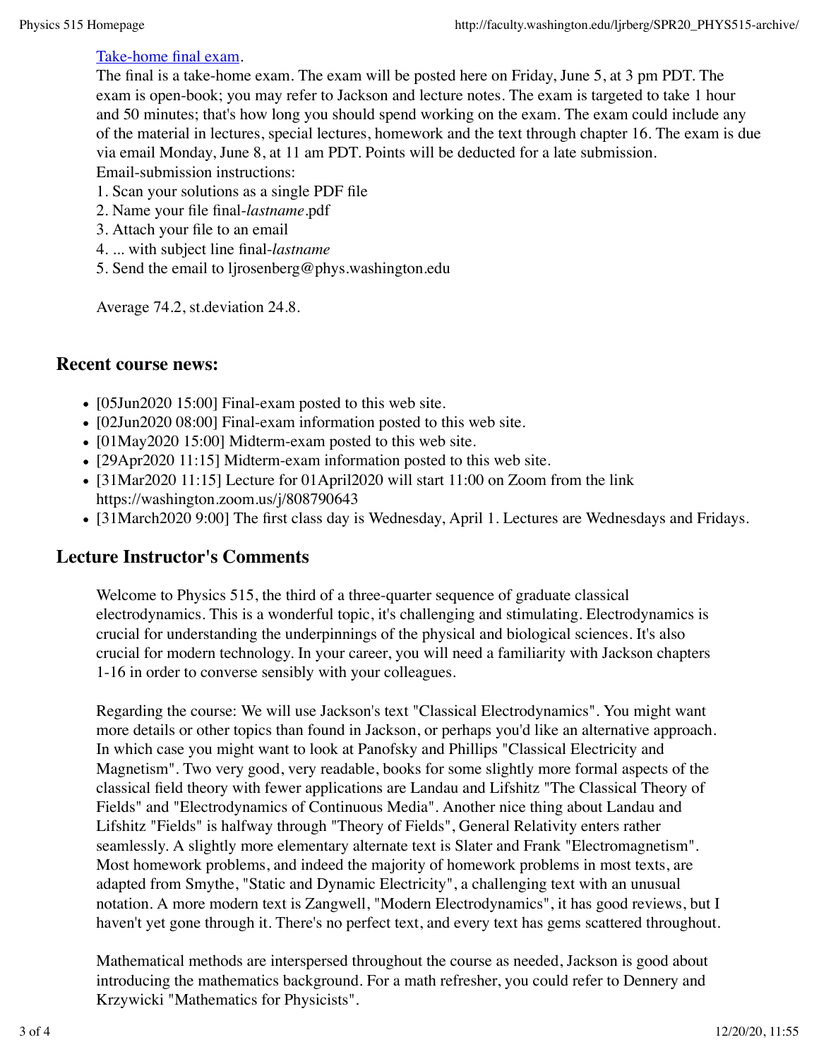[Take-home final exam](#).

The final is a take-home exam. The exam will be posted here on Friday, June 5, at 3 pm PDT. The exam is open-book; you may refer to Jackson and lecture notes. The exam is targeted to take 1 hour and 50 minutes; that's how long you should spend working on the exam. The exam could include any of the material in lectures, special lectures, homework and the text through chapter 16. The exam is due via email Monday, June 8, at 11 am PDT. Points will be deducted for a late submission.

Email-submission instructions:

1. Scan your solutions as a single PDF file
2. Name your file final-*lastname*.pdf
3. Attach your file to an email
4. ... with subject line final-*lastname*
5. Send the email to ljrosenberg@phys.washington.edu

Average 74.2, st.deviation 24.8.

## Recent course news:

- [05Jun2020 15:00] Final-exam posted to this web site.
- [02Jun2020 08:00] Final-exam information posted to this web site.
- [01May2020 15:00] Midterm-exam posted to this web site.
- [29Apr2020 11:15] Midterm-exam information posted to this web site.
- [31Mar2020 11:15] Lecture for 01April2020 will start 11:00 on Zoom from the link https://washington.zoom.us/j/808790643
- [31March2020 9:00] The first class day is Wednesday, April 1. Lectures are Wednesdays and Fridays.

## Lecture Instructor's Comments

Welcome to Physics 515, the third of a three-quarter sequence of graduate classical electrodynamics. This is a wonderful topic, it's challenging and stimulating. Electrodynamics is crucial for understanding the underpinnings of the physical and biological sciences. It's also crucial for modern technology. In your career, you will need a familiarity with Jackson chapters 1-16 in order to converse sensibly with your colleagues.

Regarding the course: We will use Jackson's text "Classical Electrodynamics". You might want more details or other topics than found in Jackson, or perhaps you'd like an alternative approach. In which case you might want to look at Panofsky and Phillips "Classical Electricity and Magnetism". Two very good, very readable, books for some slightly more formal aspects of the classical field theory with fewer applications are Landau and Lifshitz "The Classical Theory of Fields" and "Electrodynamics of Continuous Media". Another nice thing about Landau and Lifshitz "Fields" is halfway through "Theory of Fields", General Relativity enters rather seamlessly. A slightly more elementary alternate text is Slater and Frank "Electromagnetism". Most homework problems, and indeed the majority of homework problems in most texts, are adapted from Smythe, "Static and Dynamic Electricity", a challenging text with an unusual notation. A more modern text is Zangwell, "Modern Electrodynamics", it has good reviews, but I haven't yet gone through it. There's no perfect text, and every text has gems scattered throughout.

Mathematical methods are interspersed throughout the course as needed, Jackson is good about introducing the mathematics background. For a math refresher, you could refer to Dennery and Krzywicki "Mathematics for Physicists".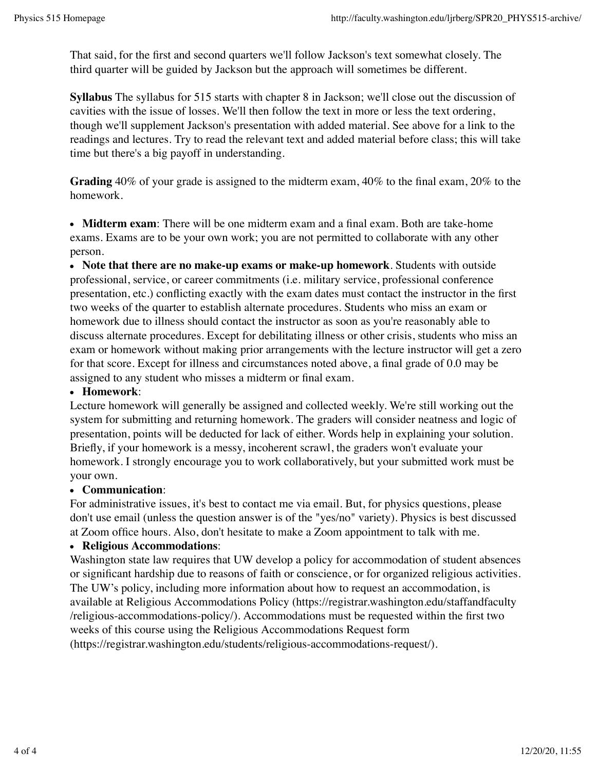That said, for the first and second quarters we'll follow Jackson's text somewhat closely. The third quarter will be guided by Jackson but the approach will sometimes be different.

**Syllabus** The syllabus for 515 starts with chapter 8 in Jackson; we'll close out the discussion of cavities with the issue of losses. We'll then follow the text in more or less the text ordering, though we'll supplement Jackson's presentation with added material. See above for a link to the readings and lectures. Try to read the relevant text and added material before class; this will take time but there's a big payoff in understanding.

**Grading** 40% of your grade is assigned to the midterm exam, 40% to the final exam, 20% to the homework.

- **Midterm exam**: There will be one midterm exam and a final exam. Both are take-home exams. Exams are to be your own work; you are not permitted to collaborate with any other person.
- **Note that there are no make-up exams or make-up homework**. Students with outside professional, service, or career commitments (i.e. military service, professional conference presentation, etc.) conflicting exactly with the exam dates must contact the instructor in the first two weeks of the quarter to establish alternate procedures. Students who miss an exam or homework due to illness should contact the instructor as soon as you're reasonably able to discuss alternate procedures. Except for debilitating illness or other crisis, students who miss an exam or homework without making prior arrangements with the lecture instructor will get a zero for that score. Except for illness and circumstances noted above, a final grade of 0.0 may be assigned to any student who misses a midterm or final exam.
- **Homework**:
Lecture homework will generally be assigned and collected weekly. We're still working out the system for submitting and returning homework. The graders will consider neatness and logic of presentation, points will be deducted for lack of either. Words help in explaining your solution. Briefly, if your homework is a messy, incoherent scrawl, the graders won't evaluate your homework. I strongly encourage you to work collaboratively, but your submitted work must be your own.
- **Communication**:
For administrative issues, it's best to contact me via email. But, for physics questions, please don't use email (unless the question answer is of the "yes/no" variety). Physics is best discussed at Zoom office hours. Also, don't hesitate to make a Zoom appointment to talk with me.
- **Religious Accommodations**:
Washington state law requires that UW develop a policy for accommodation of student absences or significant hardship due to reasons of faith or conscience, or for organized religious activities. The UW's policy, including more information about how to request an accommodation, is available at Religious Accommodations Policy (https://registrar.washington.edu/staffandfaculty/religious-accommodations-policy/). Accommodations must be requested within the first two weeks of this course using the Religious Accommodations Request form (https://registrar.washington.edu/students/religious-accommodations-request/).